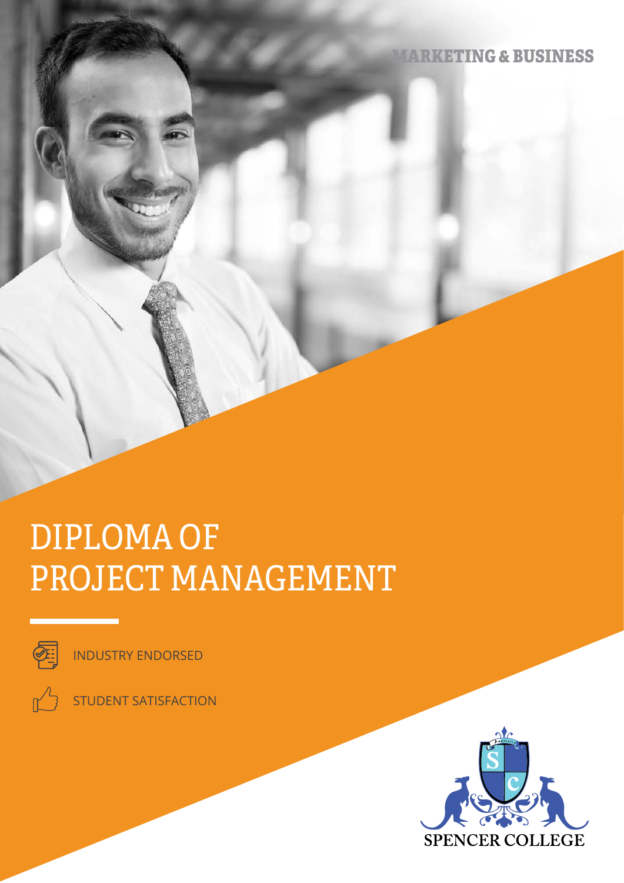MARKETING & BUSINESS

# DIPLOMA OF PROJECT MANAGEMENT

INDUSTRY ENDORSED

STUDENT SATISFACTION

SPENCER COLLEGE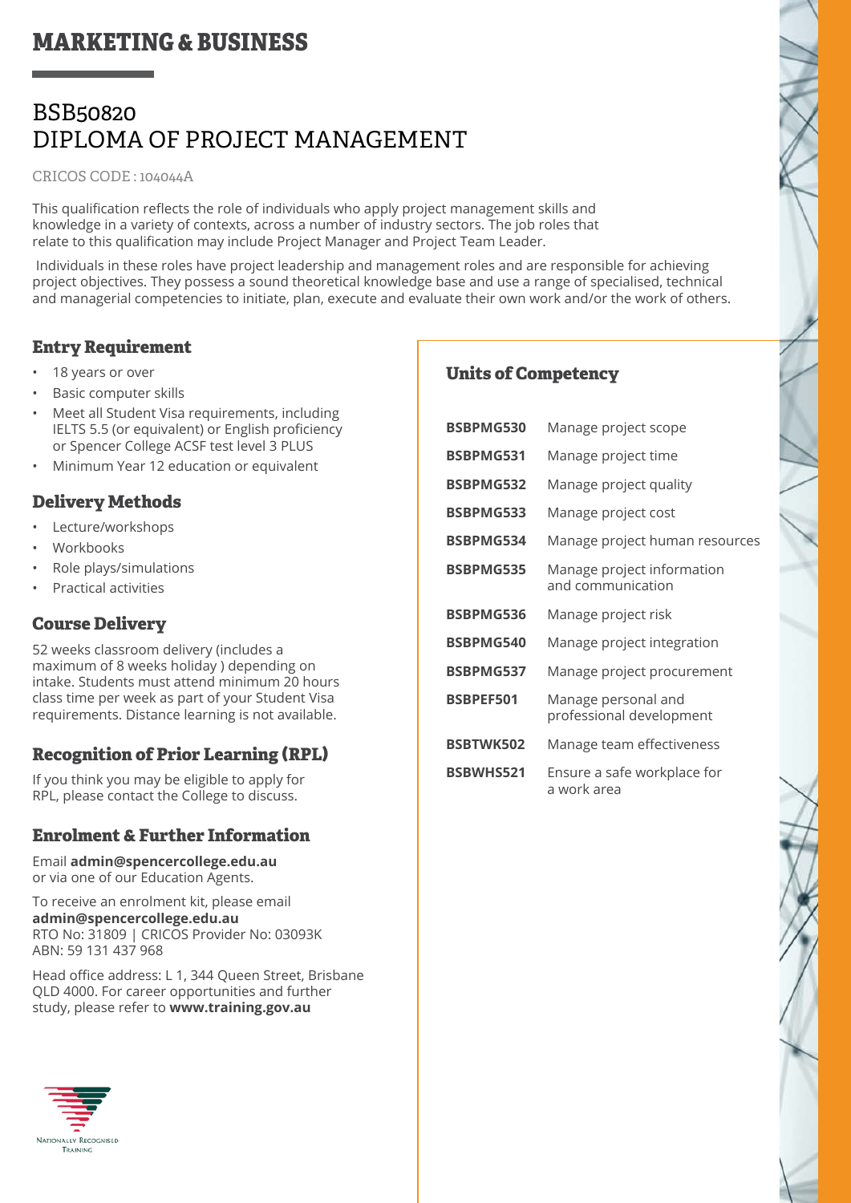# MARKETING & BUSINESS

## BSB50820
## DIPLOMA OF PROJECT MANAGEMENT

CRICOS CODE : 104044A

This qualification reflects the role of individuals who apply project management skills and knowledge in a variety of contexts, across a number of industry sectors. The job roles that relate to this qualification may include Project Manager and Project Team Leader.

Individuals in these roles have project leadership and management roles and are responsible for achieving project objectives. They possess a sound theoretical knowledge base and use a range of specialised, technical and managerial competencies to initiate, plan, execute and evaluate their own work and/or the work of others.

### Entry Requirement

- 18 years or over
- Basic computer skills
- Meet all Student Visa requirements, including IELTS 5.5 (or equivalent) or English proficiency or Spencer College ACSF test level 3 PLUS
- Minimum Year 12 education or equivalent

### Delivery Methods

- Lecture/workshops
- Workbooks
- Role plays/simulations
- Practical activities

### Course Delivery

52 weeks classroom delivery (includes a maximum of 8 weeks holiday ) depending on intake. Students must attend minimum 20 hours class time per week as part of your Student Visa requirements. Distance learning is not available.

### Recognition of Prior Learning (RPL)

If you think you may be eligible to apply for RPL, please contact the College to discuss.

### Enrolment & Further Information

Email **admin@spencercollege.edu.au** or via one of our Education Agents.

To receive an enrolment kit, please email **admin@spencercollege.edu.au**
RTO No: 31809 | CRICOS Provider No: 03093K
ABN: 59 131 437 968

Head office address: L 1, 344 Queen Street, Brisbane QLD 4000. For career opportunities and further study, please refer to **www.training.gov.au**

### Units of Competency

| | |
|---|---|
| **BSBPMG530** | Manage project scope |
| **BSBPMG531** | Manage project time |
| **BSBPMG532** | Manage project quality |
| **BSBPMG533** | Manage project cost |
| **BSBPMG534** | Manage project human resources |
| **BSBPMG535** | Manage project information and communication |
| **BSBPMG536** | Manage project risk |
| **BSBPMG540** | Manage project integration |
| **BSBPMG537** | Manage project procurement |
| **BSBPEF501** | Manage personal and professional development |
| **BSBTWK502** | Manage team effectiveness |
| **BSBWHS521** | Ensure a safe workplace for a work area |

NATIONALLY RECOGNISED TRAINING